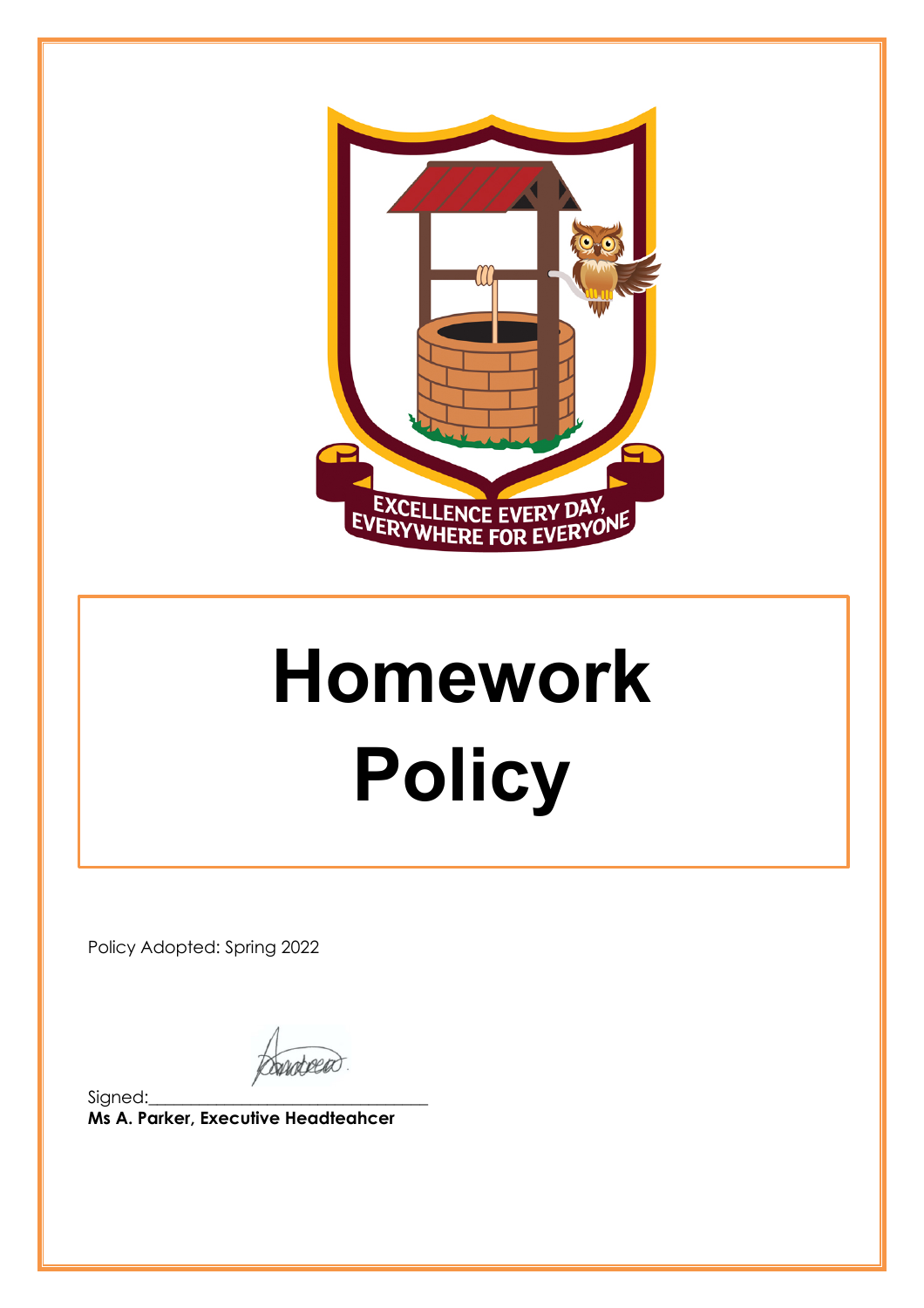EXCELLENCE EVERY DAY, EVERYWHERE FOR EVERYONE

# Homework Policy

Policy Adopted: Spring 2022

Signed:\_\_\_\_\_\_\_\_\_\_\_\_\_\_\_\_\_\_\_\_\_\_\_\_\_\_\_\_\_\_\_\_\_\_

**Ms A. Parker, Executive Headteahcer**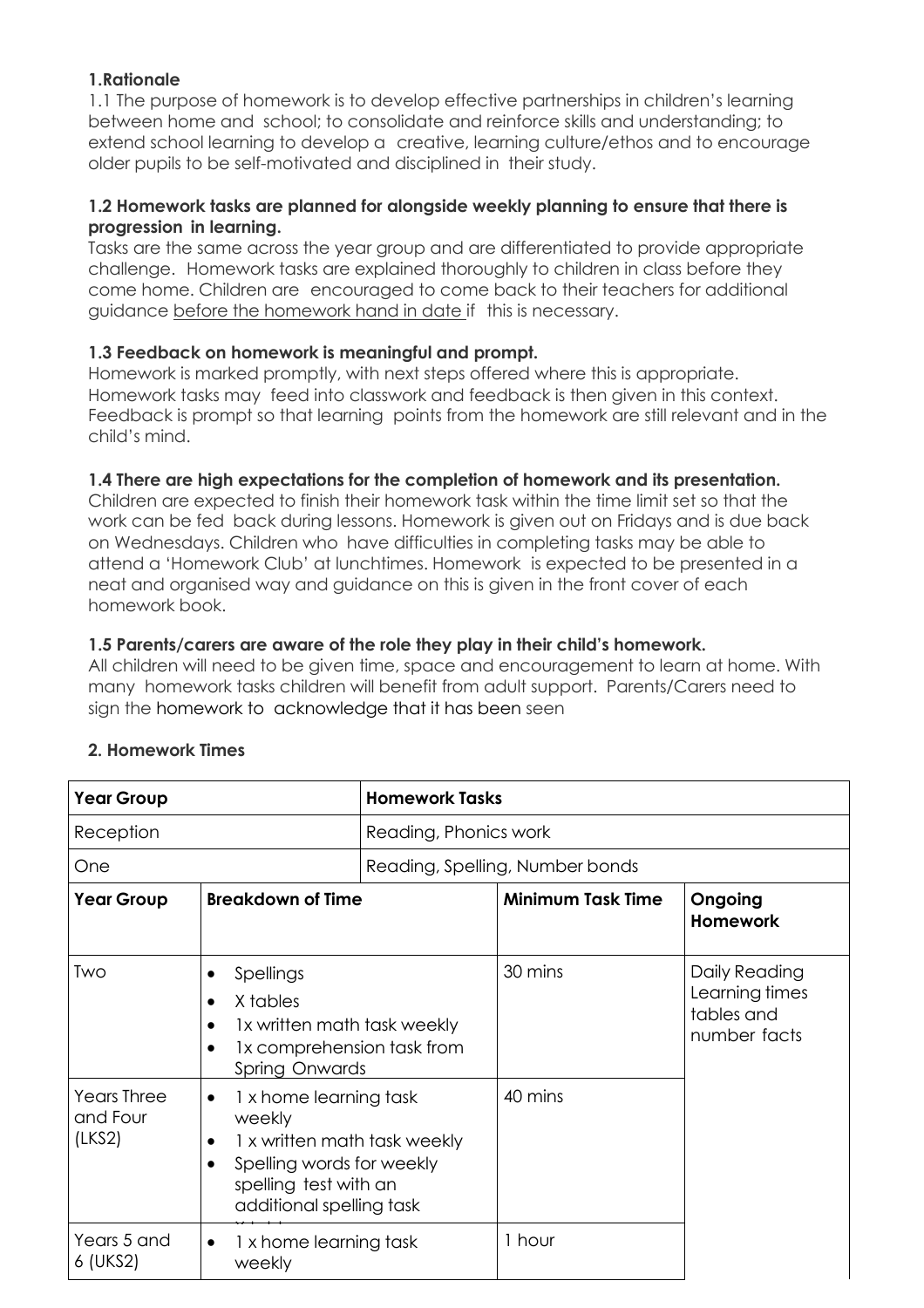**1.Rationale**

1.1 The purpose of homework is to develop effective partnerships in children's learning between home and school; to consolidate and reinforce skills and understanding; to extend school learning to develop a creative, learning culture/ethos and to encourage older pupils to be self-motivated and disciplined in their study.

**1.2 Homework tasks are planned for alongside weekly planning to ensure that there is progression in learning.**

Tasks are the same across the year group and are differentiated to provide appropriate challenge. Homework tasks are explained thoroughly to children in class before they come home. Children are encouraged to come back to their teachers for additional guidance before the homework hand in date if this is necessary.

**1.3 Feedback on homework is meaningful and prompt.**

Homework is marked promptly, with next steps offered where this is appropriate. Homework tasks may feed into classwork and feedback is then given in this context. Feedback is prompt so that learning points from the homework are still relevant and in the child's mind.

**1.4 There are high expectations for the completion of homework and its presentation.**

Children are expected to finish their homework task within the time limit set so that the work can be fed back during lessons. Homework is given out on Fridays and is due back on Wednesdays. Children who have difficulties in completing tasks may be able to attend a 'Homework Club' at lunchtimes. Homework is expected to be presented in a neat and organised way and guidance on this is given in the front cover of each homework book.

**1.5 Parents/carers are aware of the role they play in their child's homework.**

All children will need to be given time, space and encouragement to learn at home. With many homework tasks children will benefit from adult support. Parents/Carers need to sign the homework to acknowledge that it has been seen

**2. Homework Times**

| **Year Group** | **Homework Tasks** | | |
|---|---|---|---|
| Reception | Reading, Phonics work | | |
| One | Reading, Spelling, Number bonds | | |
| **Year Group** | **Breakdown of Time** | **Minimum Task Time** | **Ongoing Homework** |
| Two | • Spellings<br>• X tables<br>• 1x written math task weekly<br>• 1x comprehension task from Spring Onwards | 30 mins | Daily Reading Learning times tables and number facts |
| Years Three and Four (LKS2) | • 1 x home learning task weekly<br>• 1 x written math task weekly<br>• Spelling words for weekly spelling test with an additional spelling task | 40 mins | |
| Years 5 and 6 (UKS2) | • 1 x home learning task weekly | 1 hour | |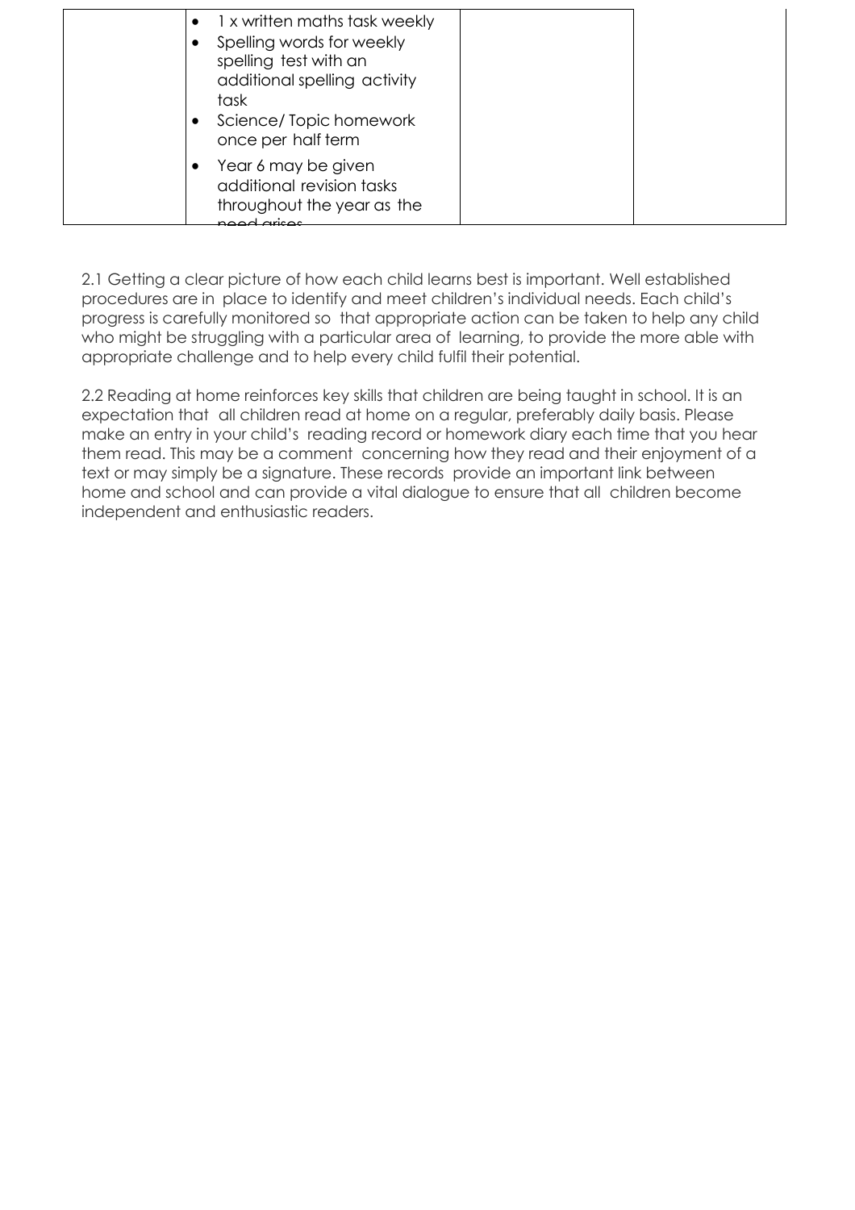| | | | |
|---|---|---|---|
| | • 1 x written maths task weekly<br>• Spelling words for weekly spelling test with an additional spelling activity task<br>• Science/ Topic homework once per half term<br>• Year 6 may be given additional revision tasks throughout the year as the need arises | | |

2.1 Getting a clear picture of how each child learns best is important. Well established procedures are in place to identify and meet children's individual needs. Each child's progress is carefully monitored so that appropriate action can be taken to help any child who might be struggling with a particular area of learning, to provide the more able with appropriate challenge and to help every child fulfil their potential.

2.2 Reading at home reinforces key skills that children are being taught in school. It is an expectation that all children read at home on a regular, preferably daily basis. Please make an entry in your child's reading record or homework diary each time that you hear them read. This may be a comment concerning how they read and their enjoyment of a text or may simply be a signature. These records provide an important link between home and school and can provide a vital dialogue to ensure that all children become independent and enthusiastic readers.